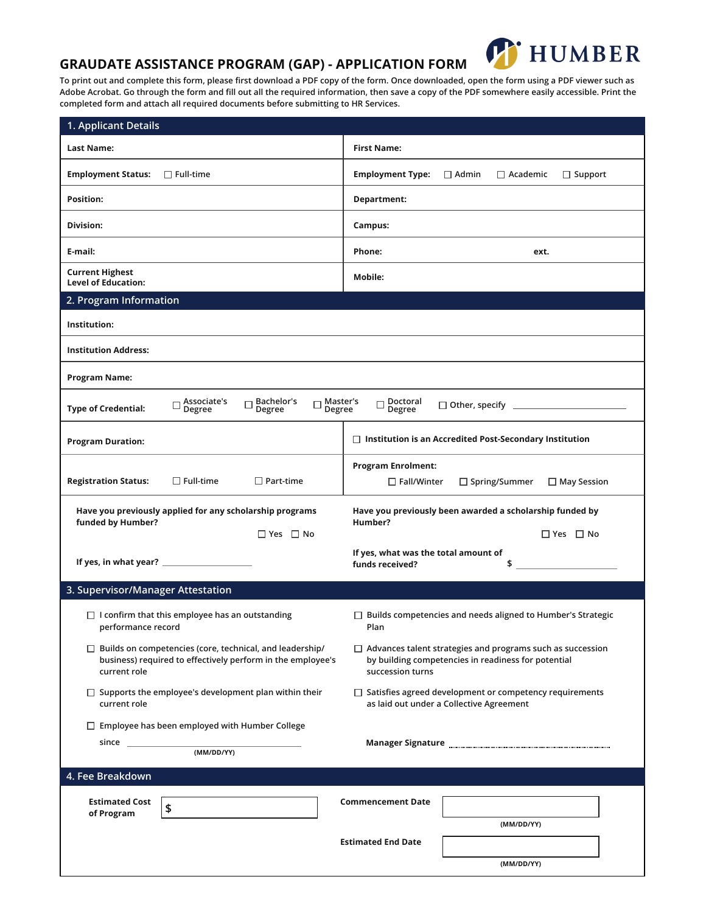# GRAUDATE ASSISTANCE PROGRAM (GAP) - APPLICATION FORM

HUMBER

To print out and complete this form, please first download a PDF copy of the form. Once downloaded, open the form using a PDF viewer such as Adobe Acrobat. Go through the form and fill out all the required information, then save a copy of the PDF somewhere easily accessible. Print the completed form and attach all required documents before submitting to HR Services.

## 1. Applicant Details

| | |
|---|---|
| **Last Name:** | **First Name:** |
| **Employment Status:** ☐ Full-time | **Employment Type:** ☐ Admin ☐ Academic ☐ Support |
| **Position:** | **Department:** |
| **Division:** | **Campus:** |
| **E-mail:** | **Phone:** **ext.** |
| **Current Highest Level of Education:** | **Mobile:** |

## 2. Program Information

**Institution:**

**Institution Address:**

**Program Name:**

**Type of Credential:** ☐ Associate's Degree ☐ Bachelor's Degree ☐ Master's Degree ☐ Doctoral Degree ☐ Other, specify ________________

| | |
|---|---|
| **Program Duration:** | ☐ **Institution is an Accredited Post-Secondary Institution** |
| **Registration Status:** ☐ Full-time ☐ Part-time | **Program Enrolment:** ☐ Fall/Winter ☐ Spring/Summer ☐ May Session |
| **Have you previously applied for any scholarship programs funded by Humber?** ☐ Yes ☐ No | **Have you previously been awarded a scholarship funded by Humber?** ☐ Yes ☐ No |
| **If yes, in what year?** ________________ | **If yes, what was the total amount of funds received?** $ ________________ |

## 3. Supervisor/Manager Attestation

☐ I confirm that this employee has an outstanding performance record

☐ Builds on competencies (core, technical, and leadership/ business) required to effectively perform in the employee's current role

☐ Supports the employee's development plan within their current role

☐ Employee has been employed with Humber College since ________________ (MM/DD/YY)

☐ Builds competencies and needs aligned to Humber's Strategic Plan

☐ Advances talent strategies and programs such as succession by building competencies in readiness for potential succession turns

☐ Satisfies agreed development or competency requirements as laid out under a Collective Agreement

**Manager Signature** ................................................

## 4. Fee Breakdown

| | |
|---|---|
| **Estimated Cost of Program** $ | **Commencement Date** ________ (MM/DD/YY) |
| | **Estimated End Date** ________ (MM/DD/YY) |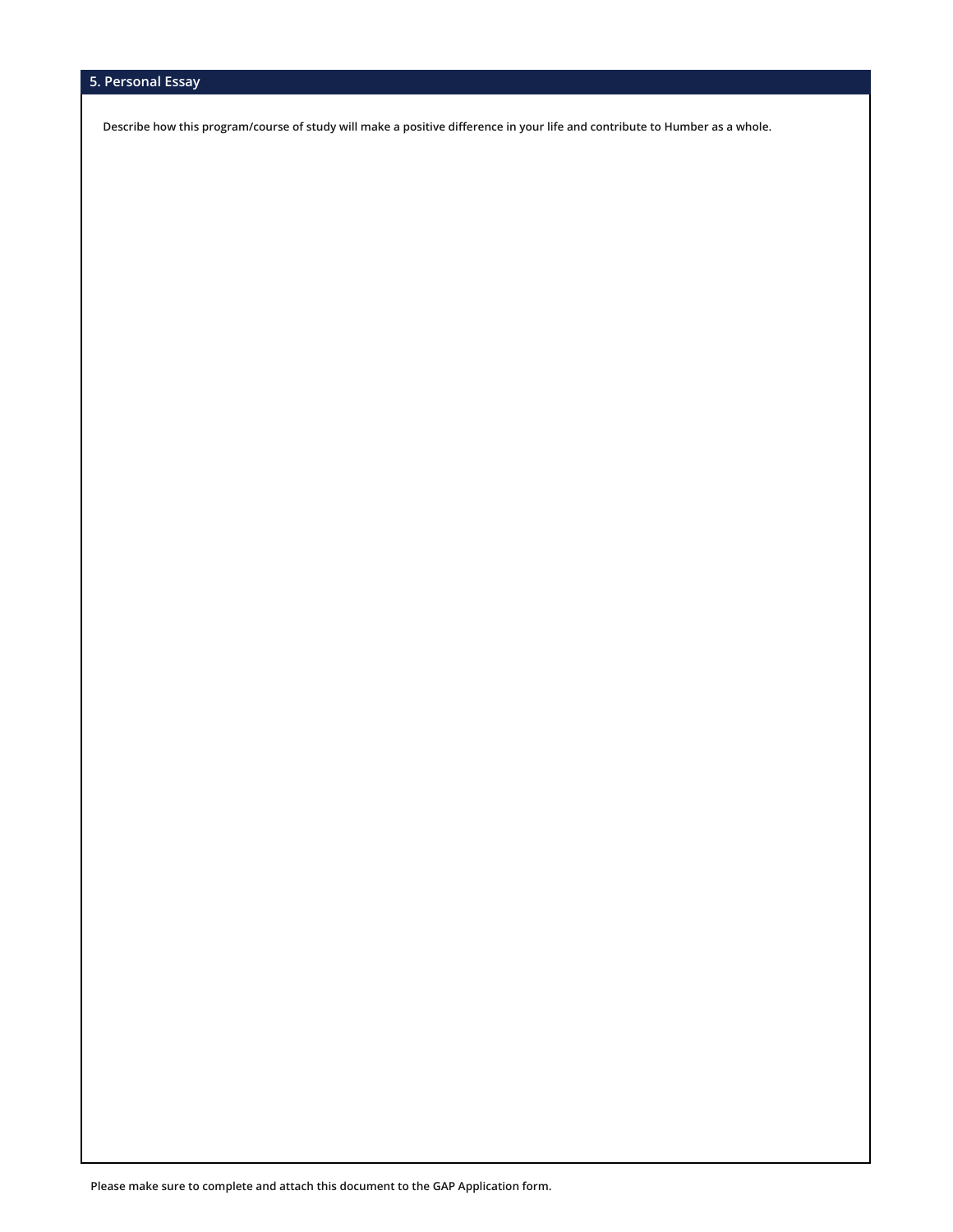## 5. Personal Essay

**Describe how this program/course of study will make a positive difference in your life and contribute to Humber as a whole.**

**Please make sure to complete and attach this document to the GAP Application form.**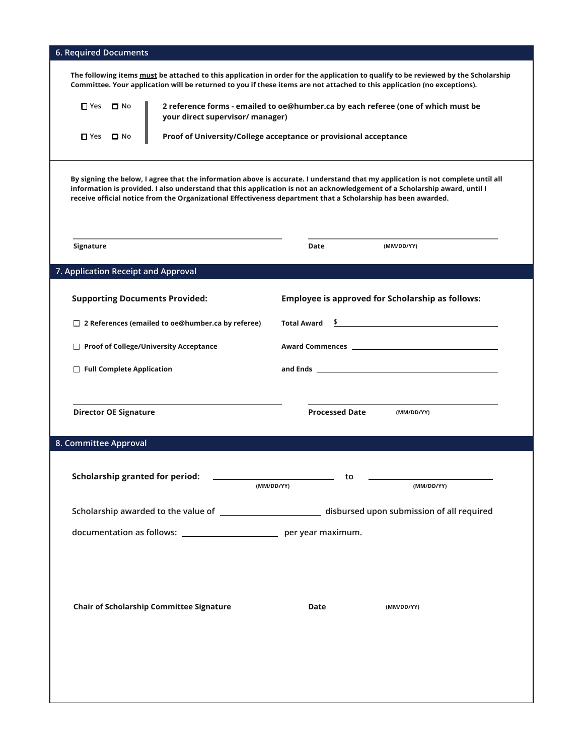## 6. Required Documents

**The following items must be attached to this application in order for the application to qualify to be reviewed by the Scholarship Committee. Your application will be returned to you if these items are not attached to this application (no exceptions).**

☐ Yes ☐ No — **2 reference forms - emailed to oe@humber.ca by each referee (one of which must be your direct supervisor/ manager)**

☐ Yes ☐ No — **Proof of University/College acceptance or provisional acceptance**

**By signing the below, I agree that the information above is accurate. I understand that my application is not complete until all information is provided. I also understand that this application is not an acknowledgement of a Scholarship award, until I receive official notice from the Organizational Effectiveness department that a Scholarship has been awarded.**

**Signature** \_\_\_\_\_\_\_\_\_\_\_\_\_\_\_\_\_\_\_\_ **Date** \_\_\_\_\_\_\_\_\_\_ **(MM/DD/YY)**

## 7. Application Receipt and Approval

**Supporting Documents Provided:**

☐ **2 References (emailed to oe@humber.ca by referee)**

☐ **Proof of College/University Acceptance**

☐ **Full Complete Application**

**Employee is approved for Scholarship as follows:**

**Total Award** $\_\_\_\_\_\_\_\_\_\_\_\_\_\_\_\_\_\_\_\_

**Award Commences** \_\_\_\_\_\_\_\_\_\_\_\_\_\_\_\_\_\_\_\_

**and Ends** \_\_\_\_\_\_\_\_\_\_\_\_\_\_\_\_\_\_\_\_

**Director OE Signature** \_\_\_\_\_\_\_\_\_\_\_\_\_\_\_\_\_\_\_\_ **Processed Date** \_\_\_\_\_\_\_\_\_\_ **(MM/DD/YY)**

## 8. Committee Approval

**Scholarship granted for period:** \_\_\_\_\_\_\_\_\_\_ **(MM/DD/YY)** to \_\_\_\_\_\_\_\_\_\_ **(MM/DD/YY)**

Scholarship awarded to the value of \_\_\_\_\_\_\_\_\_\_\_\_\_\_\_\_\_\_\_\_ disbursed upon submission of all required documentation as follows: \_\_\_\_\_\_\_\_\_\_\_\_\_\_\_\_\_\_\_\_ per year maximum.

**Chair of Scholarship Committee Signature** \_\_\_\_\_\_\_\_\_\_\_\_\_\_\_\_\_\_\_\_ **Date** \_\_\_\_\_\_\_\_\_\_ **(MM/DD/YY)**